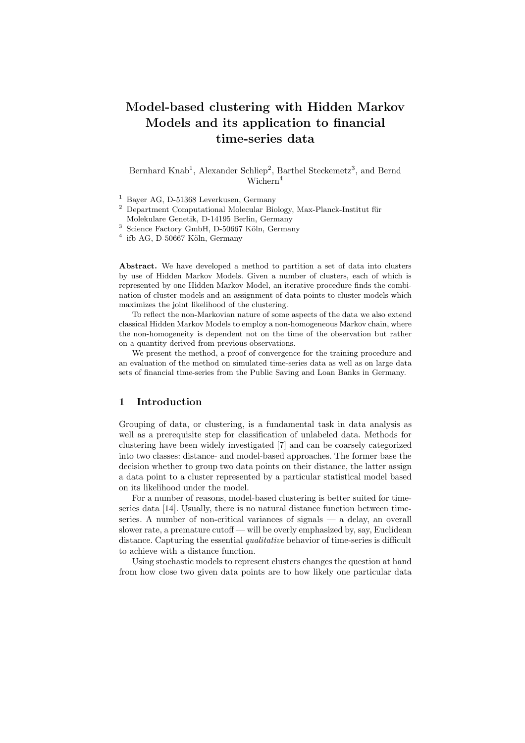#  Model-based clustering with Hidden Markov Models and its application to financial time-series data

Bernhard Knab[1], Alexander Schliep[2], Barthel Steckemetz[3], and Bernd Wichern[4]

[1] Bayer AG, D-51368 Leverkusen, Germany
[2] Department Computational Molecular Biology, Max-Planck-Institut für Molekulare Genetik, D-14195 Berlin, Germany
[3] Science Factory GmbH, D-50667 Köln, Germany
[4] ifb AG, D-50667 Köln, Germany

**Abstract.** We have developed a method to partition a set of data into clusters by use of Hidden Markov Models. Given a number of clusters, each of which is represented by one Hidden Markov Model, an iterative procedure finds the combination of cluster models and an assignment of data points to cluster models which maximizes the joint likelihood of the clustering.

To reflect the non-Markovian nature of some aspects of the data we also extend classical Hidden Markov Models to employ a non-homogeneous Markov chain, where the non-homogeneity is dependent not on the time of the observation but rather on a quantity derived from previous observations.

We present the method, a proof of convergence for the training procedure and an evaluation of the method on simulated time-series data as well as on large data sets of financial time-series from the Public Saving and Loan Banks in Germany.

## 1 Introduction

Grouping of data, or clustering, is a fundamental task in data analysis as well as a prerequisite step for classification of unlabeled data. Methods for clustering have been widely investigated [7] and can be coarsely categorized into two classes: distance- and model-based approaches. The former base the decision whether to group two data points on their distance, the latter assign a data point to a cluster represented by a particular statistical model based on its likelihood under the model.

For a number of reasons, model-based clustering is better suited for time-series data [14]. Usually, there is no natural distance function between time-series. A number of non-critical variances of signals — a delay, an overall slower rate, a premature cutoff — will be overly emphasized by, say, Euclidean distance. Capturing the essential *qualitative* behavior of time-series is difficult to achieve with a distance function.

Using stochastic models to represent clusters changes the question at hand from how close two given data points are to how likely one particular data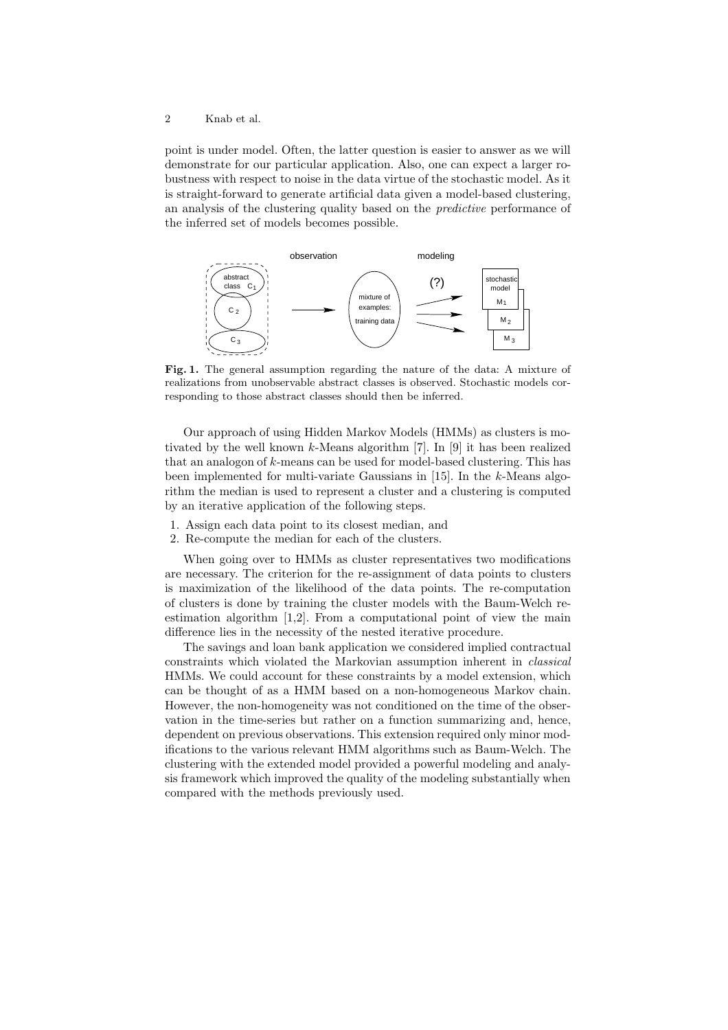point is under model. Often, the latter question is easier to answer as we will demonstrate for our particular application. Also, one can expect a larger robustness with respect to noise in the data virtue of the stochastic model. As it is straight-forward to generate artificial data given a model-based clustering, an analysis of the clustering quality based on the *predictive* performance of the inferred set of models becomes possible.

**Fig. 1.** The general assumption regarding the nature of the data: A mixture of realizations from unobservable abstract classes is observed. Stochastic models corresponding to those abstract classes should then be inferred.

Our approach of using Hidden Markov Models (HMMs) as clusters is motivated by the well known $k$-Means algorithm [7]. In [9] it has been realized that an analogon of $k$-means can be used for model-based clustering. This has been implemented for multi-variate Gaussians in [15]. In the $k$-Means algorithm the median is used to represent a cluster and a clustering is computed by an iterative application of the following steps.

1. Assign each data point to its closest median, and
2. Re-compute the median for each of the clusters.

When going over to HMMs as cluster representatives two modifications are necessary. The criterion for the re-assignment of data points to clusters is maximization of the likelihood of the data points. The re-computation of clusters is done by training the cluster models with the Baum-Welch re-estimation algorithm [1,2]. From a computational point of view the main difference lies in the necessity of the nested iterative procedure.

The savings and loan bank application we considered implied contractual constraints which violated the Markovian assumption inherent in *classical* HMMs. We could account for these constraints by a model extension, which can be thought of as a HMM based on a non-homogeneous Markov chain. However, the non-homogeneity was not conditioned on the time of the observation in the time-series but rather on a function summarizing and, hence, dependent on previous observations. This extension required only minor modifications to the various relevant HMM algorithms such as Baum-Welch. The clustering with the extended model provided a powerful modeling and analysis framework which improved the quality of the modeling substantially when compared with the methods previously used.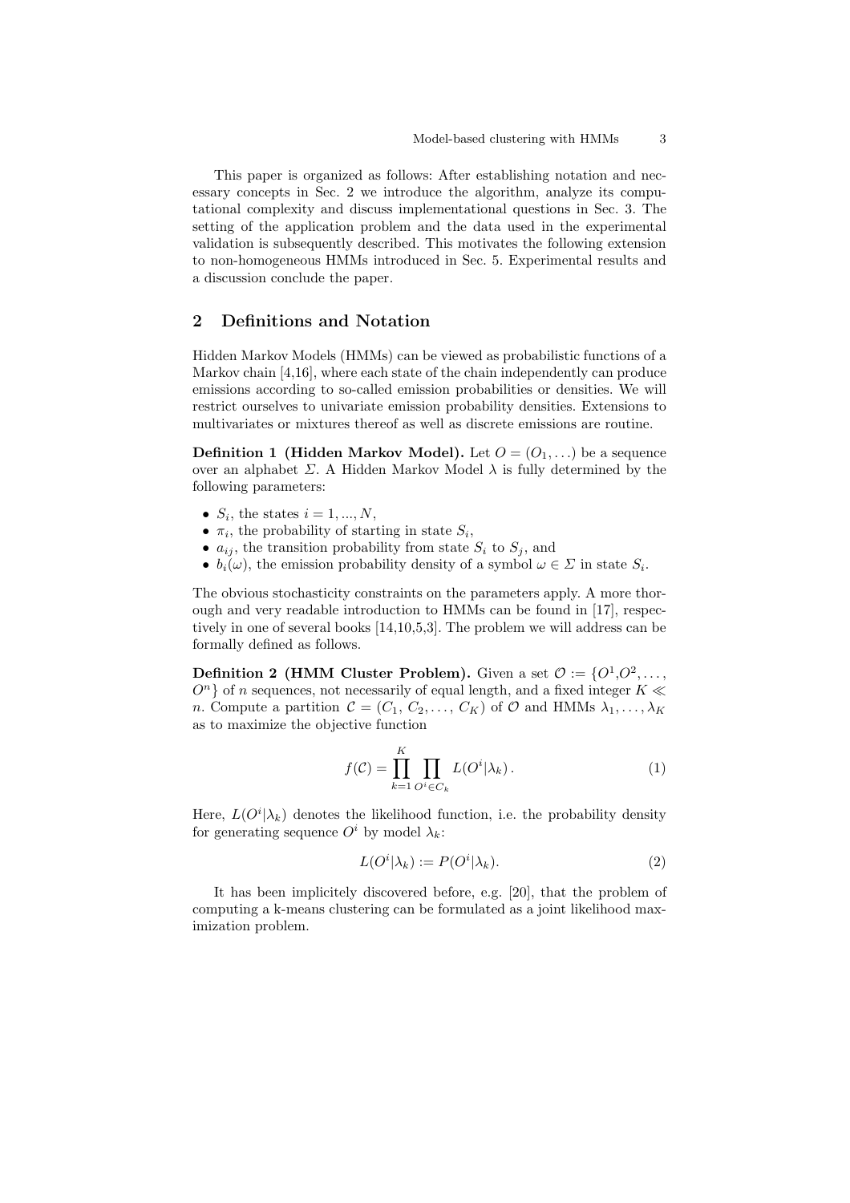This paper is organized as follows: After establishing notation and necessary concepts in Sec. 2 we introduce the algorithm, analyze its computational complexity and discuss implementational questions in Sec. 3. The setting of the application problem and the data used in the experimental validation is subsequently described. This motivates the following extension to non-homogeneous HMMs introduced in Sec. 5. Experimental results and a discussion conclude the paper.

## 2 Definitions and Notation

Hidden Markov Models (HMMs) can be viewed as probabilistic functions of a Markov chain [4,16], where each state of the chain independently can produce emissions according to so-called emission probabilities or densities. We will restrict ourselves to univariate emission probability densities. Extensions to multivariates or mixtures thereof as well as discrete emissions are routine.

**Definition 1 (Hidden Markov Model).** Let $O = (O_1, \ldots)$ be a sequence over an alphabet $\Sigma$. A Hidden Markov Model $\lambda$ is fully determined by the following parameters:

- $S_i$, the states $i = 1, ..., N$,
- $\pi_i$, the probability of starting in state $S_i$,
- $a_{ij}$, the transition probability from state $S_i$ to $S_j$, and
- $b_i(\omega)$, the emission probability density of a symbol $\omega \in \Sigma$ in state $S_i$.

The obvious stochasticity constraints on the parameters apply. A more thorough and very readable introduction to HMMs can be found in [17], respectively in one of several books [14,10,5,3]. The problem we will address can be formally defined as follows.

**Definition 2 (HMM Cluster Problem).** Given a set $\mathcal{O} := \{O^1, O^2, \ldots, O^n\}$ of $n$ sequences, not necessarily of equal length, and a fixed integer $K \ll n$. Compute a partition $\mathcal{C} = (C_1, C_2, \ldots, C_K)$ of $\mathcal{O}$ and HMMs $\lambda_1, \ldots, \lambda_K$ as to maximize the objective function

$$f(\mathcal{C}) = \prod_{k=1}^{K} \prod_{O^i \in C_k} L(O^i|\lambda_k)\,. \tag{1}$$

Here, $L(O^i|\lambda_k)$ denotes the likelihood function, i.e. the probability density for generating sequence $O^i$ by model $\lambda_k$:

$$L(O^i|\lambda_k) := P(O^i|\lambda_k). \tag{2}$$

It has been implicitely discovered before, e.g. [20], that the problem of computing a k-means clustering can be formulated as a joint likelihood maximization problem.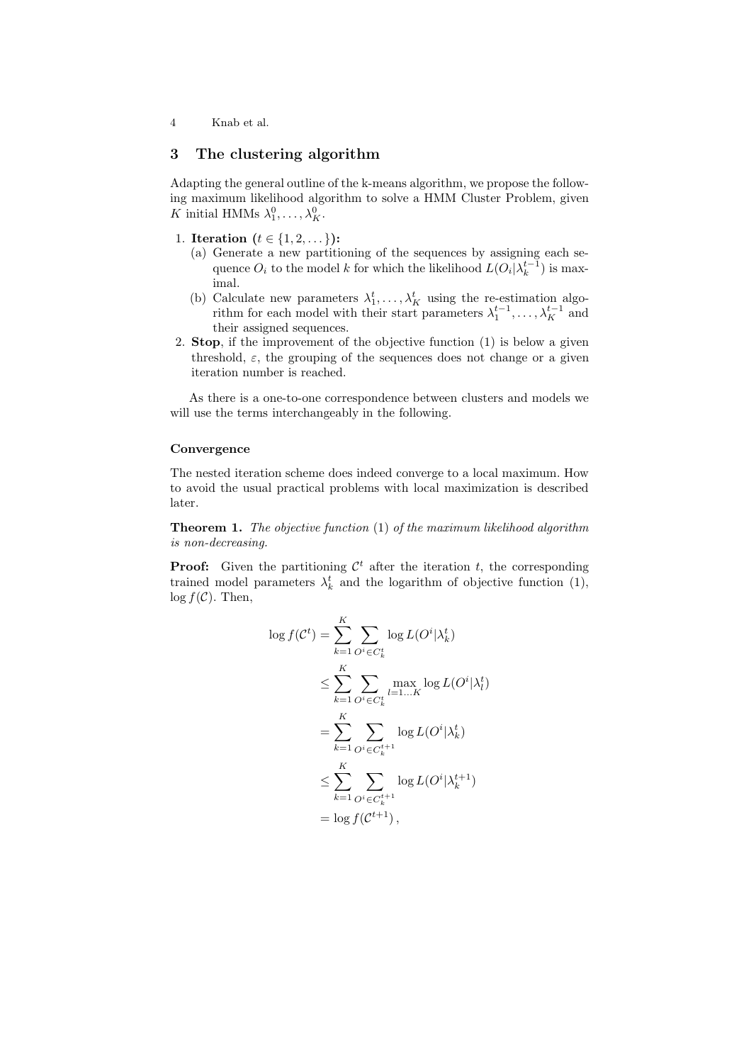## 3 The clustering algorithm

Adapting the general outline of the k-means algorithm, we propose the following maximum likelihood algorithm to solve a HMM Cluster Problem, given $K$ initial HMMs $\lambda_1^0, \ldots, \lambda_K^0$.

1. **Iteration ($t \in \{1, 2, \ldots\}$):**
   (a) Generate a new partitioning of the sequences by assigning each sequence $O_i$ to the model $k$ for which the likelihood $L(O_i|\lambda_k^{t-1})$ is maximal.
   (b) Calculate new parameters $\lambda_1^t, \ldots, \lambda_K^t$ using the re-estimation algorithm for each model with their start parameters $\lambda_1^{t-1}, \ldots, \lambda_K^{t-1}$ and their assigned sequences.
2. **Stop**, if the improvement of the objective function (1) is below a given threshold, $\varepsilon$, the grouping of the sequences does not change or a given iteration number is reached.

As there is a one-to-one correspondence between clusters and models we will use the terms interchangeably in the following.

**Convergence**

The nested iteration scheme does indeed converge to a local maximum. How to avoid the usual practical problems with local maximization is described later.

**Theorem 1.** *The objective function* (1) *of the maximum likelihood algorithm is non-decreasing.*

**Proof:** Given the partitioning $\mathcal{C}^t$ after the iteration $t$, the corresponding trained model parameters $\lambda_k^t$ and the logarithm of objective function (1), $\log f(\mathcal{C})$. Then,

$$
\begin{aligned}
\log f(\mathcal{C}^t) &= \sum_{k=1}^{K} \sum_{O^i \in C_k^t} \log L(O^i|\lambda_k^t) \\
&\leq \sum_{k=1}^{K} \sum_{O^i \in C_k^t} \max_{l=1 \ldots K} \log L(O^i|\lambda_l^t) \\
&= \sum_{k=1}^{K} \sum_{O^i \in C_k^{t+1}} \log L(O^i|\lambda_k^t) \\
&\leq \sum_{k=1}^{K} \sum_{O^i \in C_k^{t+1}} \log L(O^i|\lambda_k^{t+1}) \\
&= \log f(\mathcal{C}^{t+1}) \,,
\end{aligned}
$$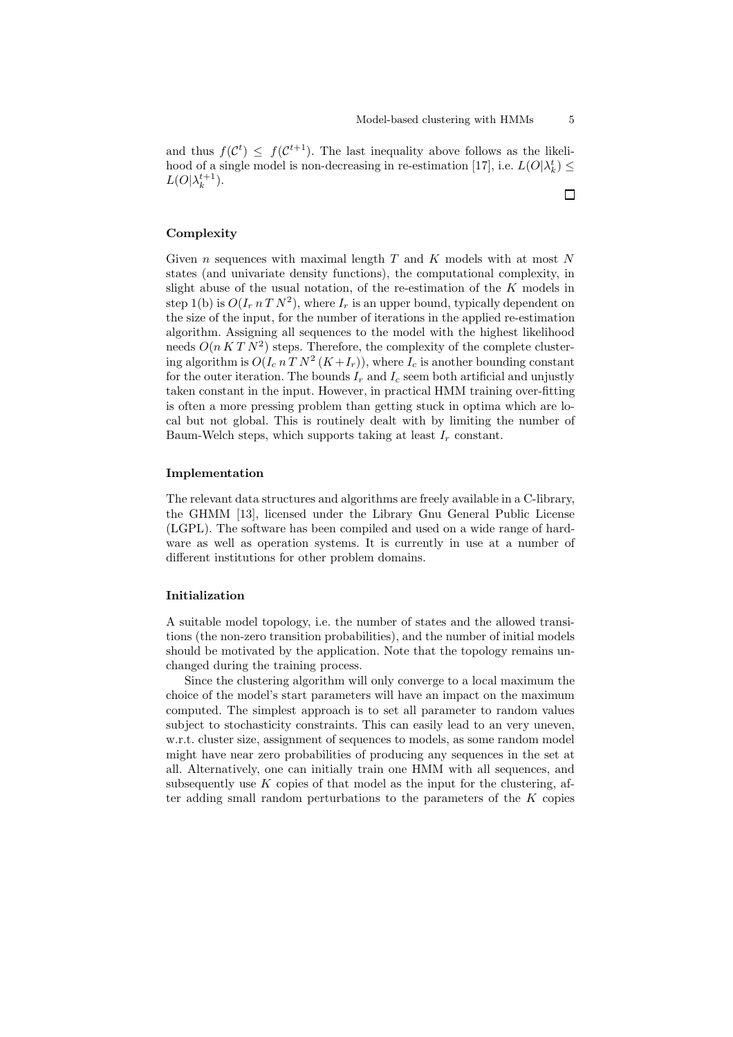and thus $f(\mathcal{C}^t) \leq f(\mathcal{C}^{t+1})$. The last inequality above follows as the likelihood of a single model is non-decreasing in re-estimation [17], i.e. $L(O|\lambda_k^t) \leq L(O|\lambda_k^{t+1})$.

□

### Complexity

Given $n$ sequences with maximal length $T$ and $K$ models with at most $N$ states (and univariate density functions), the computational complexity, in slight abuse of the usual notation, of the re-estimation of the $K$ models in step 1(b) is $O(I_r\, n\, T\, N^2)$, where $I_r$ is an upper bound, typically dependent on the size of the input, for the number of iterations in the applied re-estimation algorithm. Assigning all sequences to the model with the highest likelihood needs $O(n\, K\, T\, N^2)$ steps. Therefore, the complexity of the complete clustering algorithm is $O(I_c\, n\, T\, N^2\, (K+I_r))$, where $I_c$ is another bounding constant for the outer iteration. The bounds $I_r$ and $I_c$ seem both artificial and unjustly taken constant in the input. However, in practical HMM training over-fitting is often a more pressing problem than getting stuck in optima which are local but not global. This is routinely dealt with by limiting the number of Baum-Welch steps, which supports taking at least $I_r$ constant.

### Implementation

The relevant data structures and algorithms are freely available in a C-library, the GHMM [13], licensed under the Library Gnu General Public License (LGPL). The software has been compiled and used on a wide range of hardware as well as operation systems. It is currently in use at a number of different institutions for other problem domains.

### Initialization

A suitable model topology, i.e. the number of states and the allowed transitions (the non-zero transition probabilities), and the number of initial models should be motivated by the application. Note that the topology remains unchanged during the training process.

Since the clustering algorithm will only converge to a local maximum the choice of the model's start parameters will have an impact on the maximum computed. The simplest approach is to set all parameter to random values subject to stochasticity constraints. This can easily lead to an very uneven, w.r.t. cluster size, assignment of sequences to models, as some random model might have near zero probabilities of producing any sequences in the set at all. Alternatively, one can initially train one HMM with all sequences, and subsequently use $K$ copies of that model as the input for the clustering, after adding small random perturbations to the parameters of the $K$ copies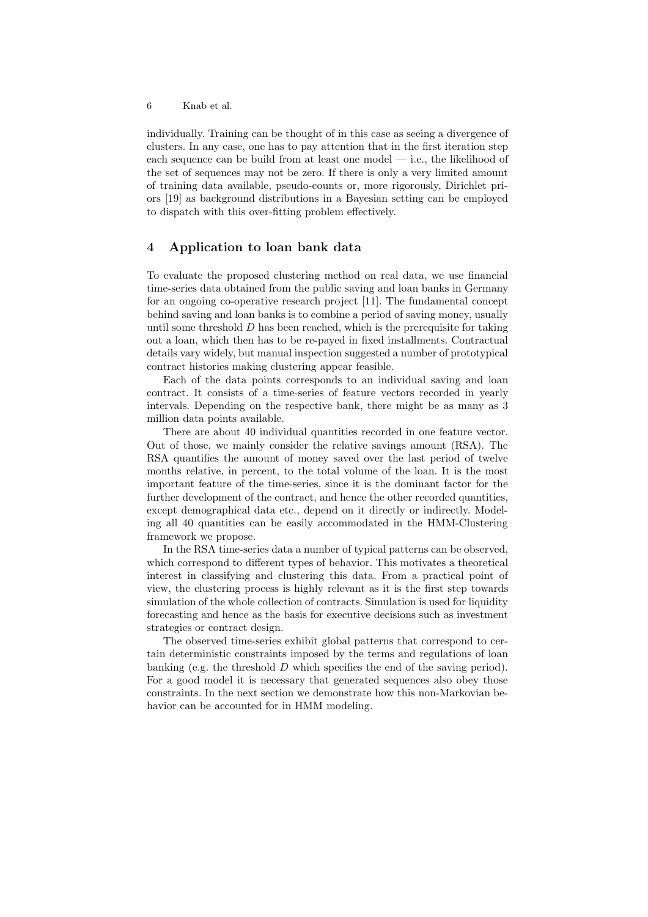individually. Training can be thought of in this case as seeing a divergence of clusters. In any case, one has to pay attention that in the first iteration step each sequence can be build from at least one model — i.e., the likelihood of the set of sequences may not be zero. If there is only a very limited amount of training data available, pseudo-counts or, more rigorously, Dirichlet priors [19] as background distributions in a Bayesian setting can be employed to dispatch with this over-fitting problem effectively.

## 4 Application to loan bank data

To evaluate the proposed clustering method on real data, we use financial time-series data obtained from the public saving and loan banks in Germany for an ongoing co-operative research project [11]. The fundamental concept behind saving and loan banks is to combine a period of saving money, usually until some threshold $D$ has been reached, which is the prerequisite for taking out a loan, which then has to be re-payed in fixed installments. Contractual details vary widely, but manual inspection suggested a number of prototypical contract histories making clustering appear feasible.

Each of the data points corresponds to an individual saving and loan contract. It consists of a time-series of feature vectors recorded in yearly intervals. Depending on the respective bank, there might be as many as 3 million data points available.

There are about 40 individual quantities recorded in one feature vector. Out of those, we mainly consider the relative savings amount (RSA). The RSA quantifies the amount of money saved over the last period of twelve months relative, in percent, to the total volume of the loan. It is the most important feature of the time-series, since it is the dominant factor for the further development of the contract, and hence the other recorded quantities, except demographical data etc., depend on it directly or indirectly. Modeling all 40 quantities can be easily accommodated in the HMM-Clustering framework we propose.

In the RSA time-series data a number of typical patterns can be observed, which correspond to different types of behavior. This motivates a theoretical interest in classifying and clustering this data. From a practical point of view, the clustering process is highly relevant as it is the first step towards simulation of the whole collection of contracts. Simulation is used for liquidity forecasting and hence as the basis for executive decisions such as investment strategies or contract design.

The observed time-series exhibit global patterns that correspond to certain deterministic constraints imposed by the terms and regulations of loan banking (e.g. the threshold $D$ which specifies the end of the saving period). For a good model it is necessary that generated sequences also obey those constraints. In the next section we demonstrate how this non-Markovian behavior can be accounted for in HMM modeling.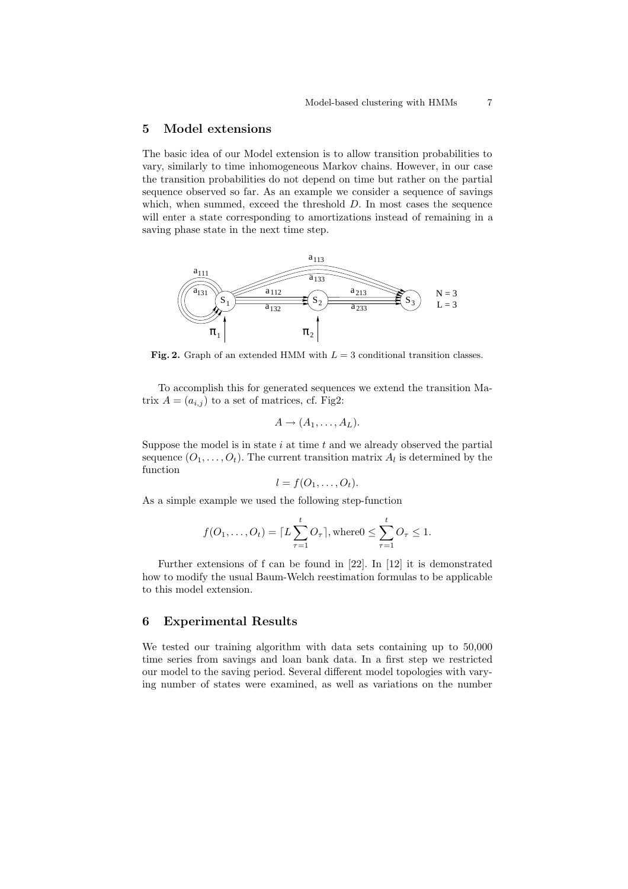## 5 Model extensions

The basic idea of our Model extension is to allow transition probabilities to vary, similarly to time inhomogeneous Markov chains. However, in our case the transition probabilities do not depend on time but rather on the partial sequence observed so far. As an example we consider a sequence of savings which, when summed, exceed the threshold $D$. In most cases the sequence will enter a state corresponding to amortizations instead of remaining in a saving phase state in the next time step.

**Fig. 2.** Graph of an extended HMM with $L = 3$ conditional transition classes.

To accomplish this for generated sequences we extend the transition Matrix $A = (a_{i,j})$ to a set of matrices, cf. Fig2:

$$A \rightarrow (A_1, \ldots, A_L).$$

Suppose the model is in state $i$ at time $t$ and we already observed the partial sequence $(O_1, \ldots, O_t)$. The current transition matrix $A_l$ is determined by the function

$$l = f(O_1, \ldots, O_t).$$

As a simple example we used the following step-function

$$f(O_1, \ldots, O_t) = \lceil L \sum_{\tau=1}^{t} O_\tau \rceil, \text{where} 0 \leq \sum_{\tau=1}^{t} O_\tau \leq 1.$$

Further extensions of f can be found in [22]. In [12] it is demonstrated how to modify the usual Baum-Welch reestimation formulas to be applicable to this model extension.

## 6 Experimental Results

We tested our training algorithm with data sets containing up to 50,000 time series from savings and loan bank data. In a first step we restricted our model to the saving period. Several different model topologies with varying number of states were examined, as well as variations on the number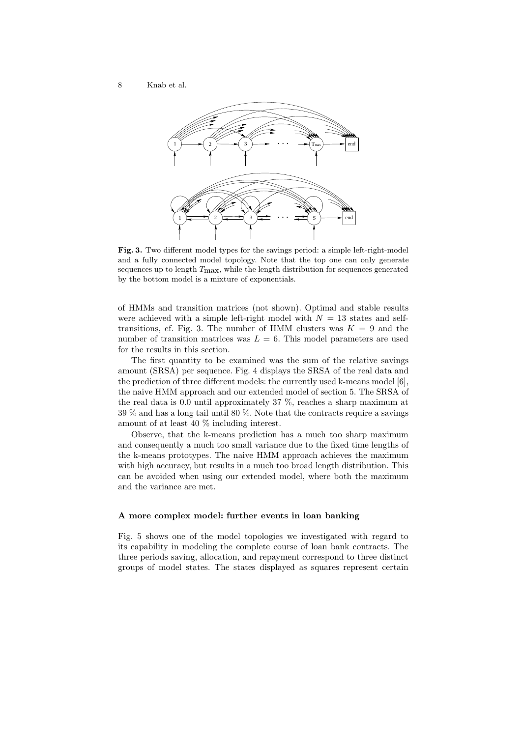**Fig. 3.** Two different model types for the savings period: a simple left-right-model and a fully connected model topology. Note that the top one can only generate sequences up to length $T_{\max}$, while the length distribution for sequences generated by the bottom model is a mixture of exponentials.

of HMMs and transition matrices (not shown). Optimal and stable results were achieved with a simple left-right model with $N = 13$ states and self-transitions, cf. Fig. 3. The number of HMM clusters was $K = 9$ and the number of transition matrices was $L = 6$. This model parameters are used for the results in this section.

The first quantity to be examined was the sum of the relative savings amount (SRSA) per sequence. Fig. 4 displays the SRSA of the real data and the prediction of three different models: the currently used k-means model [6], the naive HMM approach and our extended model of section 5. The SRSA of the real data is 0.0 until approximately 37 %, reaches a sharp maximum at 39 % and has a long tail until 80 %. Note that the contracts require a savings amount of at least 40 % including interest.

Observe, that the k-means prediction has a much too sharp maximum and consequently a much too small variance due to the fixed time lengths of the k-means prototypes. The naive HMM approach achieves the maximum with high accuracy, but results in a much too broad length distribution. This can be avoided when using our extended model, where both the maximum and the variance are met.

### A more complex model: further events in loan banking

Fig. 5 shows one of the model topologies we investigated with regard to its capability in modeling the complete course of loan bank contracts. The three periods saving, allocation, and repayment correspond to three distinct groups of model states. The states displayed as squares represent certain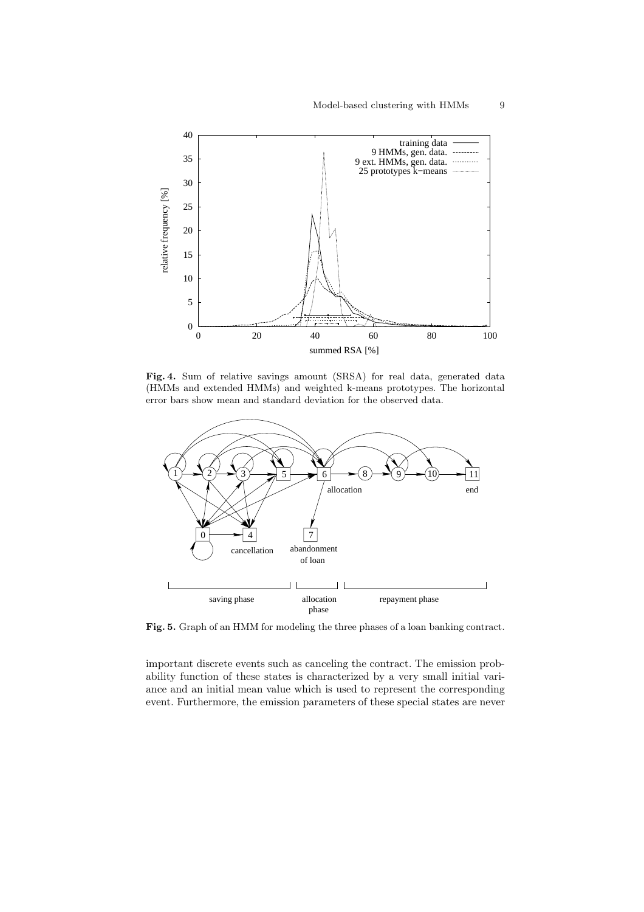**Fig. 4.** Sum of relative savings amount (SRSA) for real data, generated data (HMMs and extended HMMs) and weighted k-means prototypes. The horizontal error bars show mean and standard deviation for the observed data.

**Fig. 5.** Graph of an HMM for modeling the three phases of a loan banking contract.

important discrete events such as canceling the contract. The emission probability function of these states is characterized by a very small initial variance and an initial mean value which is used to represent the corresponding event. Furthermore, the emission parameters of these special states are never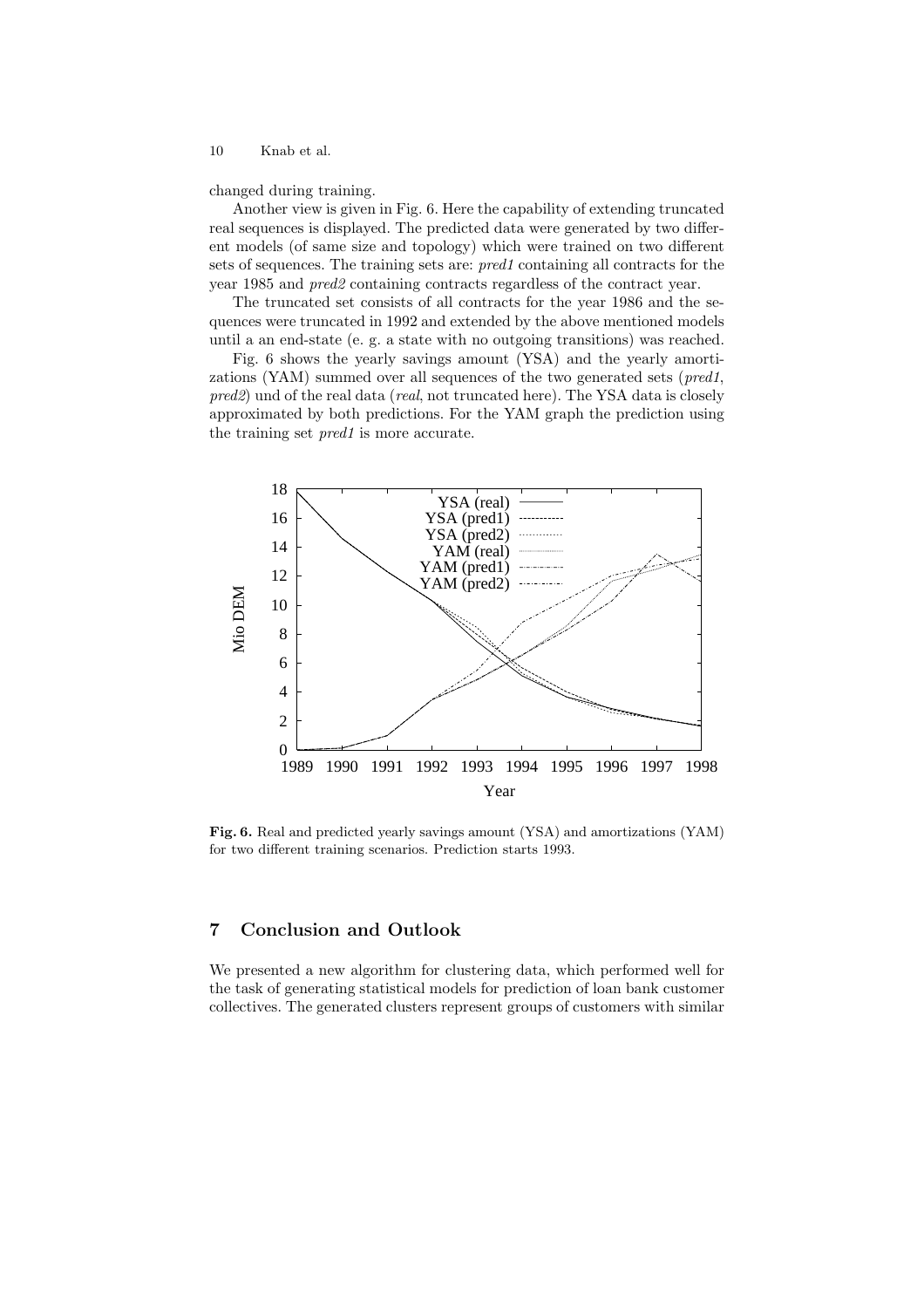changed during training.

Another view is given in Fig. 6. Here the capability of extending truncated real sequences is displayed. The predicted data were generated by two different models (of same size and topology) which were trained on two different sets of sequences. The training sets are: *pred1* containing all contracts for the year 1985 and *pred2* containing contracts regardless of the contract year.

The truncated set consists of all contracts for the year 1986 and the sequences were truncated in 1992 and extended by the above mentioned models until a an end-state (e. g. a state with no outgoing transitions) was reached.

Fig. 6 shows the yearly savings amount (YSA) and the yearly amortizations (YAM) summed over all sequences of the two generated sets (*pred1*, *pred2*) und of the real data (*real*, not truncated here). The YSA data is closely approximated by both predictions. For the YAM graph the prediction using the training set *pred1* is more accurate.

**Fig. 6.** Real and predicted yearly savings amount (YSA) and amortizations (YAM) for two different training scenarios. Prediction starts 1993.

## 7 Conclusion and Outlook

We presented a new algorithm for clustering data, which performed well for the task of generating statistical models for prediction of loan bank customer collectives. The generated clusters represent groups of customers with similar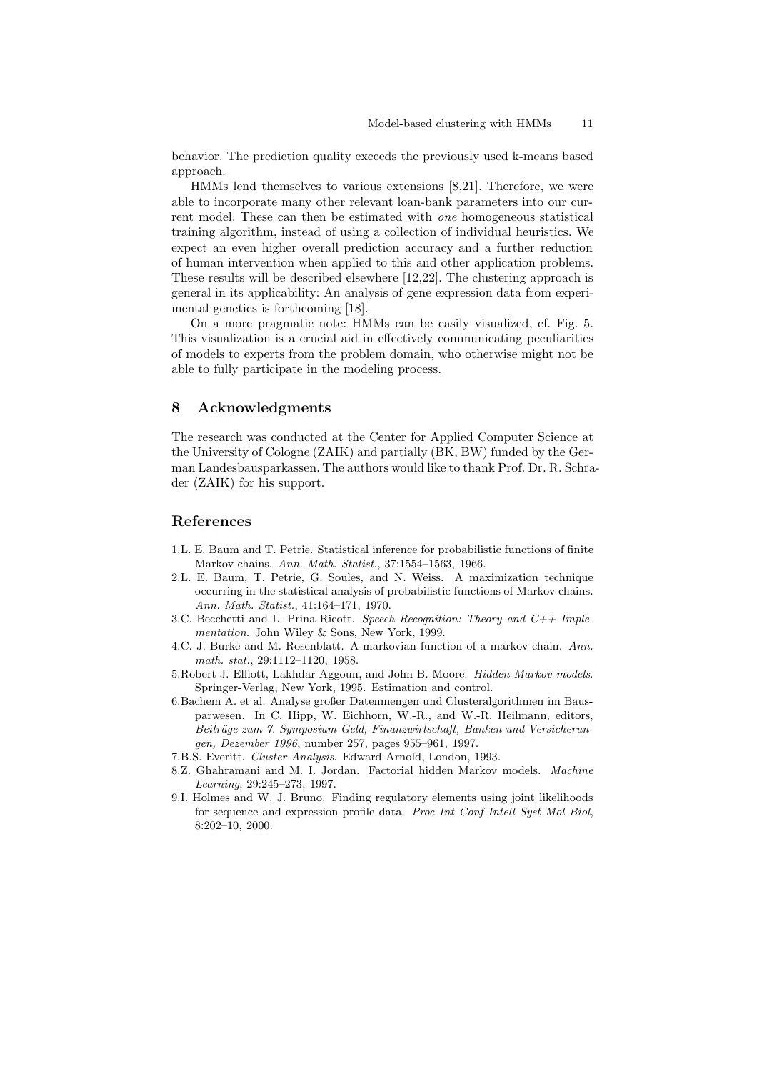behavior. The prediction quality exceeds the previously used k-means based approach.

HMMs lend themselves to various extensions [8,21]. Therefore, we were able to incorporate many other relevant loan-bank parameters into our current model. These can then be estimated with *one* homogeneous statistical training algorithm, instead of using a collection of individual heuristics. We expect an even higher overall prediction accuracy and a further reduction of human intervention when applied to this and other application problems. These results will be described elsewhere [12,22]. The clustering approach is general in its applicability: An analysis of gene expression data from experimental genetics is forthcoming [18].

On a more pragmatic note: HMMs can be easily visualized, cf. Fig. 5. This visualization is a crucial aid in effectively communicating peculiarities of models to experts from the problem domain, who otherwise might not be able to fully participate in the modeling process.

## 8 Acknowledgments

The research was conducted at the Center for Applied Computer Science at the University of Cologne (ZAIK) and partially (BK, BW) funded by the German Landesbausparkassen. The authors would like to thank Prof. Dr. R. Schrader (ZAIK) for his support.

## References

1. L. E. Baum and T. Petrie. Statistical inference for probabilistic functions of finite Markov chains. *Ann. Math. Statist.*, 37:1554–1563, 1966.
2. L. E. Baum, T. Petrie, G. Soules, and N. Weiss. A maximization technique occurring in the statistical analysis of probabilistic functions of Markov chains. *Ann. Math. Statist.*, 41:164–171, 1970.
3. C. Becchetti and L. Prina Ricott. *Speech Recognition: Theory and C++ Implementation*. John Wiley & Sons, New York, 1999.
4. C. J. Burke and M. Rosenblatt. A markovian function of a markov chain. *Ann. math. stat.*, 29:1112–1120, 1958.
5. Robert J. Elliott, Lakhdar Aggoun, and John B. Moore. *Hidden Markov models*. Springer-Verlag, New York, 1995. Estimation and control.
6. Bachem A. et al. Analyse großer Datenmengen und Clusteralgorithmen im Bausparwesen. In C. Hipp, W. Eichhorn, W.-R., and W.-R. Heilmann, editors, *Beiträge zum 7. Symposium Geld, Finanzwirtschaft, Banken und Versicherungen, Dezember 1996*, number 257, pages 955–961, 1997.
7. B.S. Everitt. *Cluster Analysis*. Edward Arnold, London, 1993.
8. Z. Ghahramani and M. I. Jordan. Factorial hidden Markov models. *Machine Learning*, 29:245–273, 1997.
9. I. Holmes and W. J. Bruno. Finding regulatory elements using joint likelihoods for sequence and expression profile data. *Proc Int Conf Intell Syst Mol Biol*, 8:202–10, 2000.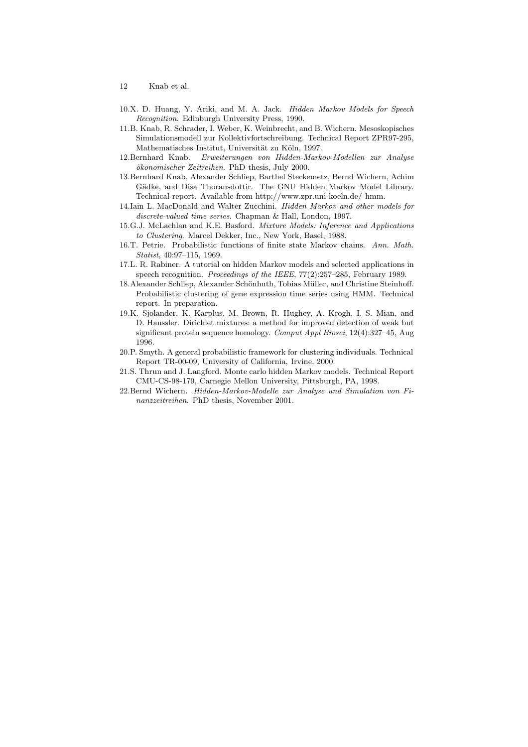10. X. D. Huang, Y. Ariki, and M. A. Jack. *Hidden Markov Models for Speech Recognition*. Edinburgh University Press, 1990.
11. B. Knab, R. Schrader, I. Weber, K. Weinbrecht, and B. Wichern. Mesoskopisches Simulationsmodell zur Kollektivfortschreibung. Technical Report ZPR97-295, Mathematisches Institut, Universität zu Köln, 1997.
12. Bernhard Knab. *Erweiterungen von Hidden-Markov-Modellen zur Analyse ökonomischer Zeitreihen*. PhD thesis, July 2000.
13. Bernhard Knab, Alexander Schliep, Barthel Steckemetz, Bernd Wichern, Achim Gädke, and Disa Thoransdottir. The GNU Hidden Markov Model Library. Technical report. Available from http://www.zpr.uni-koeln.de/ hmm.
14. Iain L. MacDonald and Walter Zucchini. *Hidden Markov and other models for discrete-valued time series*. Chapman & Hall, London, 1997.
15. G.J. McLachlan and K.E. Basford. *Mixture Models: Inference and Applications to Clustering*. Marcel Dekker, Inc., New York, Basel, 1988.
16. T. Petrie. Probabilistic functions of finite state Markov chains. *Ann. Math. Statist*, 40:97–115, 1969.
17. L. R. Rabiner. A tutorial on hidden Markov models and selected applications in speech recognition. *Proceedings of the IEEE*, 77(2):257–285, February 1989.
18. Alexander Schliep, Alexander Schönhuth, Tobias Müller, and Christine Steinhoff. Probabilistic clustering of gene expression time series using HMM. Technical report. In preparation.
19. K. Sjolander, K. Karplus, M. Brown, R. Hughey, A. Krogh, I. S. Mian, and D. Haussler. Dirichlet mixtures: a method for improved detection of weak but significant protein sequence homology. *Comput Appl Biosci*, 12(4):327–45, Aug 1996.
20. P. Smyth. A general probabilistic framework for clustering individuals. Technical Report TR-00-09, University of California, Irvine, 2000.
21. S. Thrun and J. Langford. Monte carlo hidden Markov models. Technical Report CMU-CS-98-179, Carnegie Mellon University, Pittsburgh, PA, 1998.
22. Bernd Wichern. *Hidden-Markov-Modelle zur Analyse und Simulation von Finanzzeitreihen*. PhD thesis, November 2001.